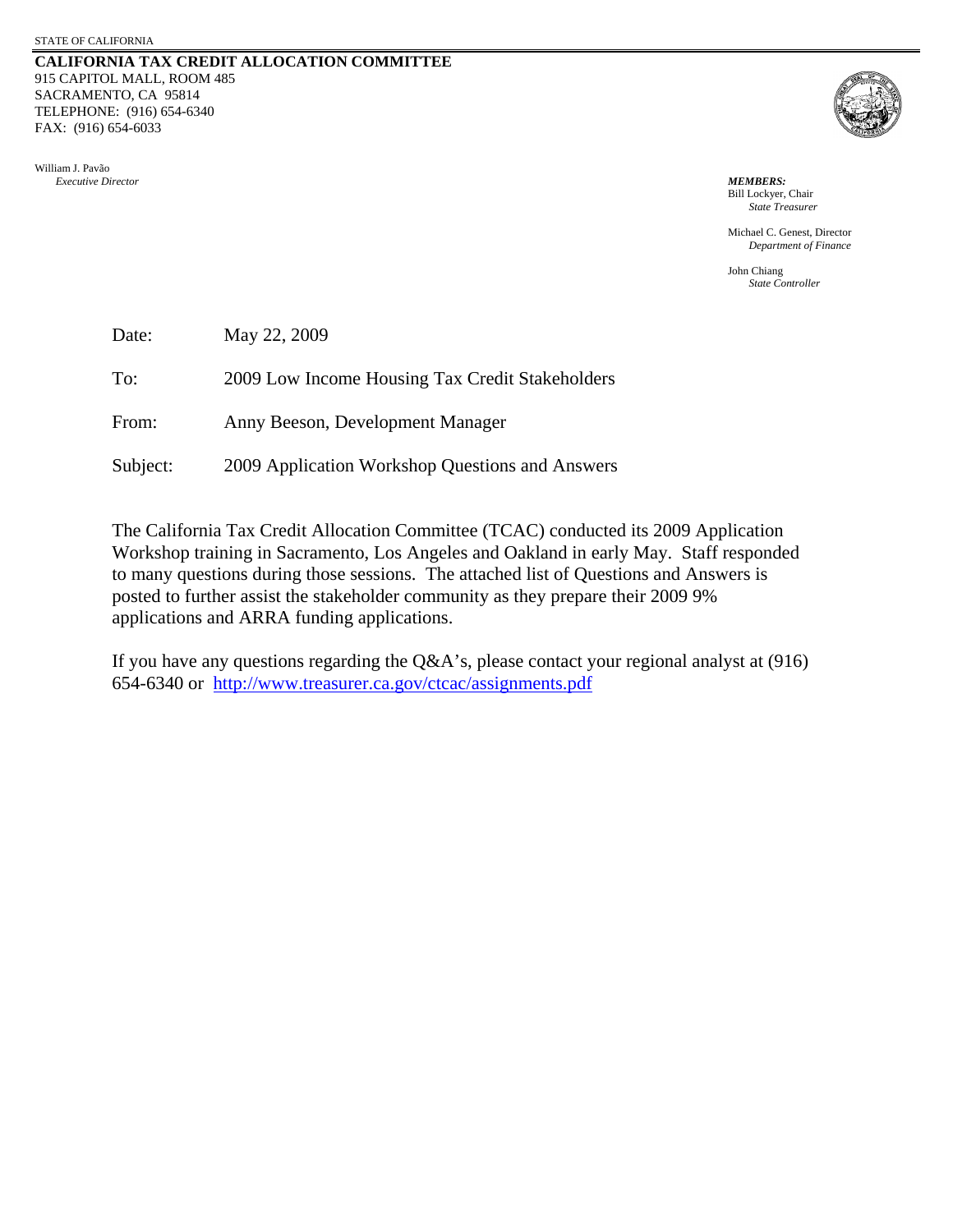STATE OF CALIFORNIA

**CALIFORNIA TAX CREDIT ALLOCATION COMMITTEE**
915 CAPITOL MALL, ROOM 485
SACRAMENTO, CA 95814
TELEPHONE: (916) 654-6340
FAX: (916) 654-6033

William J. Pavão
*Executive Director*

***MEMBERS:***
Bill Lockyer, Chair
*State Treasurer*

Michael C. Genest, Director
*Department of Finance*

John Chiang
*State Controller*

| | |
|---|---|
| Date: | May 22, 2009 |
| To: | 2009 Low Income Housing Tax Credit Stakeholders |
| From: | Anny Beeson, Development Manager |
| Subject: | 2009 Application Workshop Questions and Answers |

The California Tax Credit Allocation Committee (TCAC) conducted its 2009 Application Workshop training in Sacramento, Los Angeles and Oakland in early May. Staff responded to many questions during those sessions. The attached list of Questions and Answers is posted to further assist the stakeholder community as they prepare their 2009 9% applications and ARRA funding applications.

If you have any questions regarding the Q&A's, please contact your regional analyst at (916) 654-6340 or http://www.treasurer.ca.gov/ctcac/assignments.pdf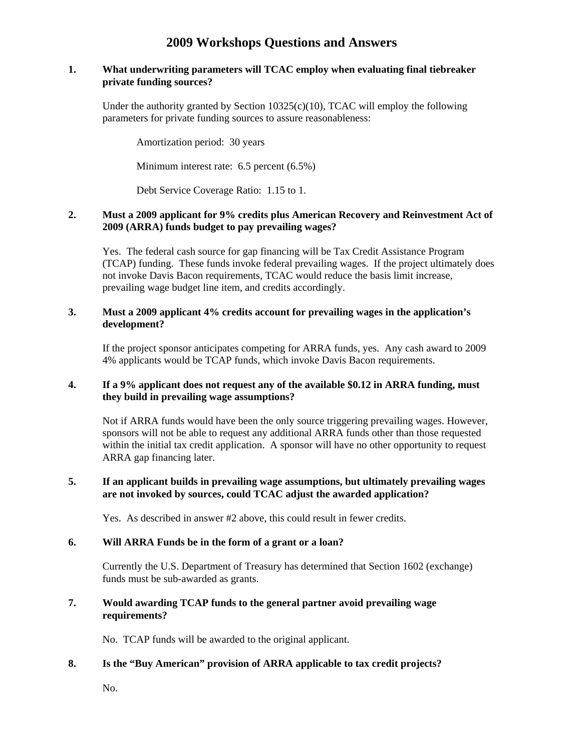# 2009 Workshops Questions and Answers

1. **What underwriting parameters will TCAC employ when evaluating final tiebreaker private funding sources?**

   Under the authority granted by Section 10325(c)(10), TCAC will employ the following parameters for private funding sources to assure reasonableness:

   Amortization period: 30 years

   Minimum interest rate: 6.5 percent (6.5%)

   Debt Service Coverage Ratio: 1.15 to 1.

2. **Must a 2009 applicant for 9% credits plus American Recovery and Reinvestment Act of 2009 (ARRA) funds budget to pay prevailing wages?**

   Yes. The federal cash source for gap financing will be Tax Credit Assistance Program (TCAP) funding. These funds invoke federal prevailing wages. If the project ultimately does not invoke Davis Bacon requirements, TCAC would reduce the basis limit increase, prevailing wage budget line item, and credits accordingly.

3. **Must a 2009 applicant 4% credits account for prevailing wages in the application's development?**

   If the project sponsor anticipates competing for ARRA funds, yes. Any cash award to 2009 4% applicants would be TCAP funds, which invoke Davis Bacon requirements.

4. **If a 9% applicant does not request any of the available $0.12 in ARRA funding, must they build in prevailing wage assumptions?**

   Not if ARRA funds would have been the only source triggering prevailing wages. However, sponsors will not be able to request any additional ARRA funds other than those requested within the initial tax credit application. A sponsor will have no other opportunity to request ARRA gap financing later.

5. **If an applicant builds in prevailing wage assumptions, but ultimately prevailing wages are not invoked by sources, could TCAC adjust the awarded application?**

   Yes. As described in answer #2 above, this could result in fewer credits.

6. **Will ARRA Funds be in the form of a grant or a loan?**

   Currently the U.S. Department of Treasury has determined that Section 1602 (exchange) funds must be sub-awarded as grants.

7. **Would awarding TCAP funds to the general partner avoid prevailing wage requirements?**

   No. TCAP funds will be awarded to the original applicant.

8. **Is the "Buy American" provision of ARRA applicable to tax credit projects?**

   No.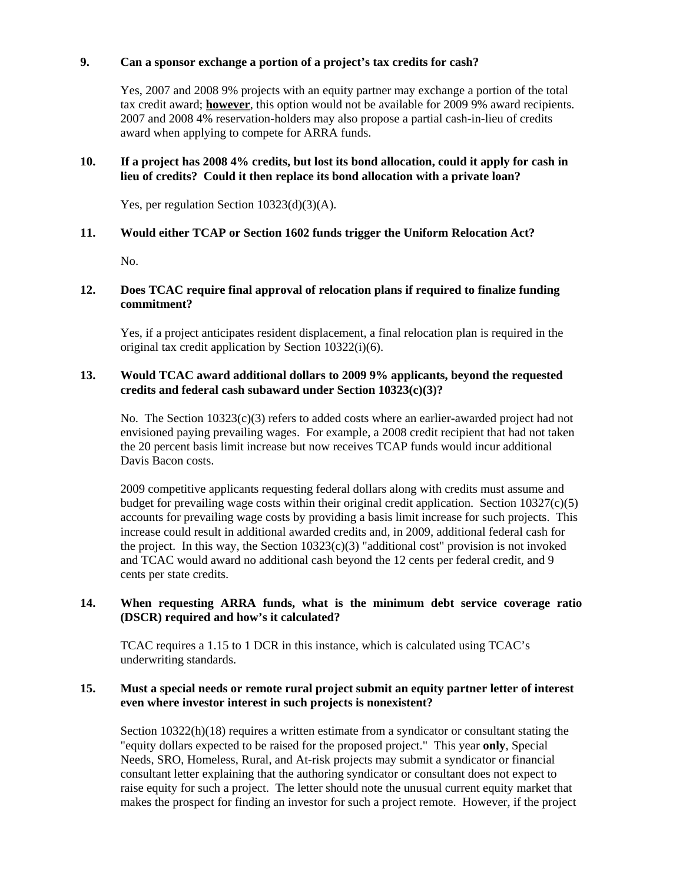**9. Can a sponsor exchange a portion of a project's tax credits for cash?**

Yes, 2007 and 2008 9% projects with an equity partner may exchange a portion of the total tax credit award; **<u>however</u>**, this option would not be available for 2009 9% award recipients. 2007 and 2008 4% reservation-holders may also propose a partial cash-in-lieu of credits award when applying to compete for ARRA funds.

**10. If a project has 2008 4% credits, but lost its bond allocation, could it apply for cash in lieu of credits? Could it then replace its bond allocation with a private loan?**

Yes, per regulation Section 10323(d)(3)(A).

**11. Would either TCAP or Section 1602 funds trigger the Uniform Relocation Act?**

No.

**12. Does TCAC require final approval of relocation plans if required to finalize funding commitment?**

Yes, if a project anticipates resident displacement, a final relocation plan is required in the original tax credit application by Section 10322(i)(6).

**13. Would TCAC award additional dollars to 2009 9% applicants, beyond the requested credits and federal cash subaward under Section 10323(c)(3)?**

No. The Section 10323(c)(3) refers to added costs where an earlier-awarded project had not envisioned paying prevailing wages. For example, a 2008 credit recipient that had not taken the 20 percent basis limit increase but now receives TCAP funds would incur additional Davis Bacon costs.

2009 competitive applicants requesting federal dollars along with credits must assume and budget for prevailing wage costs within their original credit application. Section 10327(c)(5) accounts for prevailing wage costs by providing a basis limit increase for such projects. This increase could result in additional awarded credits and, in 2009, additional federal cash for the project. In this way, the Section 10323(c)(3) "additional cost" provision is not invoked and TCAC would award no additional cash beyond the 12 cents per federal credit, and 9 cents per state credits.

**14. When requesting ARRA funds, what is the minimum debt service coverage ratio (DSCR) required and how's it calculated?**

TCAC requires a 1.15 to 1 DCR in this instance, which is calculated using TCAC's underwriting standards.

**15. Must a special needs or remote rural project submit an equity partner letter of interest even where investor interest in such projects is nonexistent?**

Section 10322(h)(18) requires a written estimate from a syndicator or consultant stating the "equity dollars expected to be raised for the proposed project." This year **only**, Special Needs, SRO, Homeless, Rural, and At-risk projects may submit a syndicator or financial consultant letter explaining that the authoring syndicator or consultant does not expect to raise equity for such a project. The letter should note the unusual current equity market that makes the prospect for finding an investor for such a project remote. However, if the project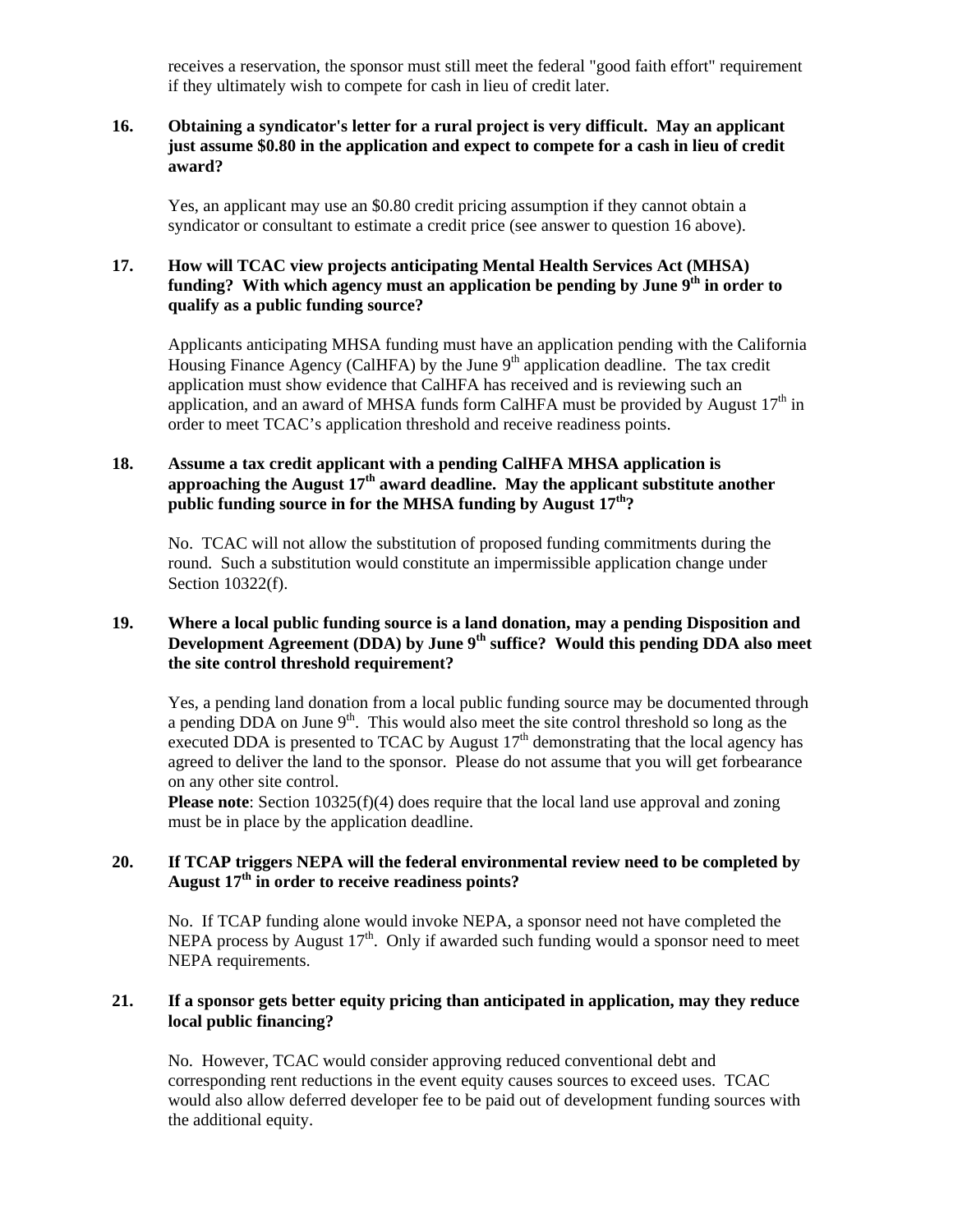receives a reservation, the sponsor must still meet the federal "good faith effort" requirement if they ultimately wish to compete for cash in lieu of credit later.

**16. Obtaining a syndicator's letter for a rural project is very difficult. May an applicant just assume $0.80 in the application and expect to compete for a cash in lieu of credit award?**

Yes, an applicant may use an $0.80 credit pricing assumption if they cannot obtain a syndicator or consultant to estimate a credit price (see answer to question 16 above).

**17. How will TCAC view projects anticipating Mental Health Services Act (MHSA) funding? With which agency must an application be pending by June 9th in order to qualify as a public funding source?**

Applicants anticipating MHSA funding must have an application pending with the California Housing Finance Agency (CalHFA) by the June 9th application deadline. The tax credit application must show evidence that CalHFA has received and is reviewing such an application, and an award of MHSA funds form CalHFA must be provided by August 17th in order to meet TCAC's application threshold and receive readiness points.

**18. Assume a tax credit applicant with a pending CalHFA MHSA application is approaching the August 17th award deadline. May the applicant substitute another public funding source in for the MHSA funding by August 17th?**

No. TCAC will not allow the substitution of proposed funding commitments during the round. Such a substitution would constitute an impermissible application change under Section 10322(f).

**19. Where a local public funding source is a land donation, may a pending Disposition and Development Agreement (DDA) by June 9th suffice? Would this pending DDA also meet the site control threshold requirement?**

Yes, a pending land donation from a local public funding source may be documented through a pending DDA on June 9th. This would also meet the site control threshold so long as the executed DDA is presented to TCAC by August 17th demonstrating that the local agency has agreed to deliver the land to the sponsor. Please do not assume that you will get forbearance on any other site control.

**Please note**: Section 10325(f)(4) does require that the local land use approval and zoning must be in place by the application deadline.

**20. If TCAP triggers NEPA will the federal environmental review need to be completed by August 17th in order to receive readiness points?**

No. If TCAP funding alone would invoke NEPA, a sponsor need not have completed the NEPA process by August 17th. Only if awarded such funding would a sponsor need to meet NEPA requirements.

**21. If a sponsor gets better equity pricing than anticipated in application, may they reduce local public financing?**

No. However, TCAC would consider approving reduced conventional debt and corresponding rent reductions in the event equity causes sources to exceed uses. TCAC would also allow deferred developer fee to be paid out of development funding sources with the additional equity.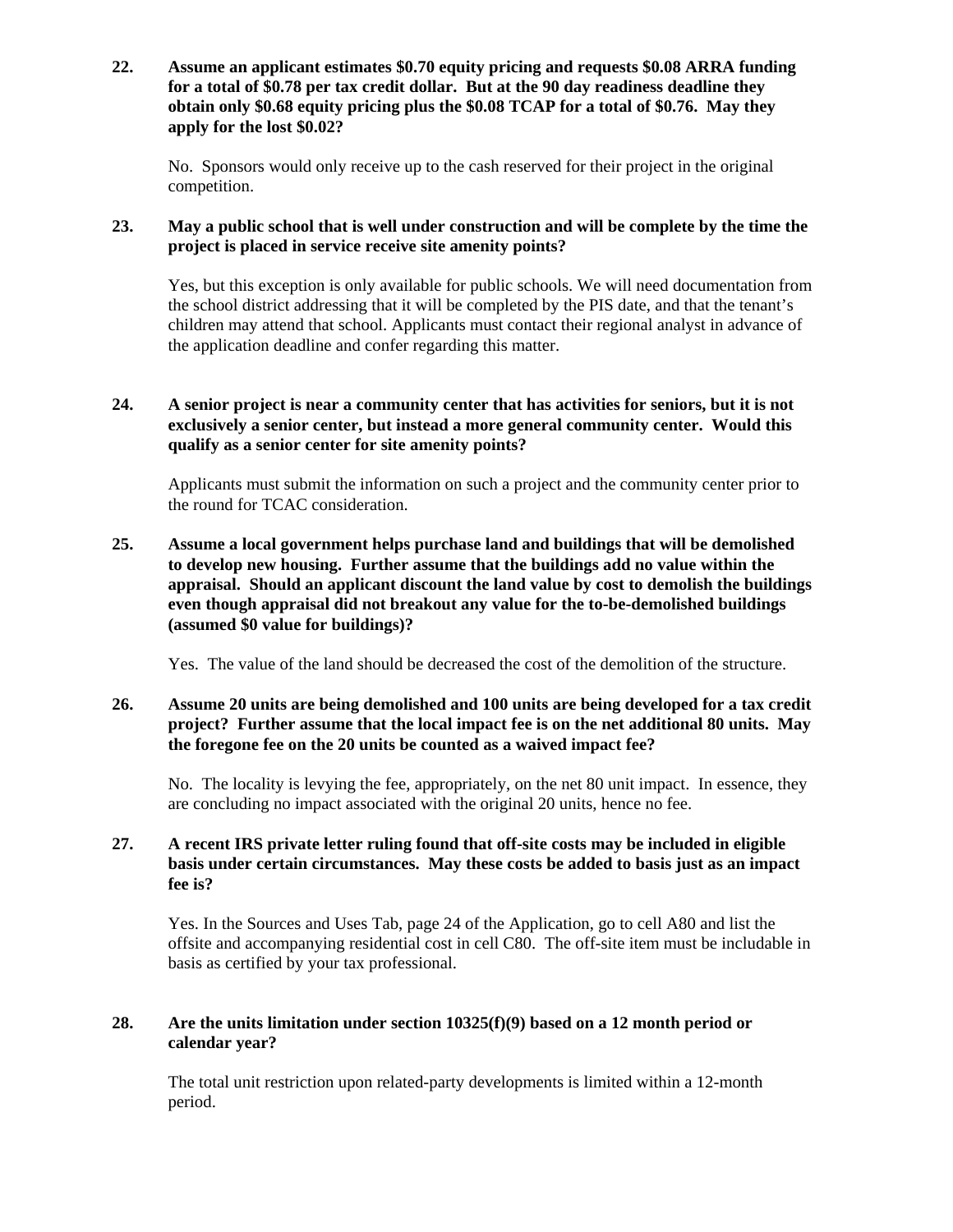**22. Assume an applicant estimates $0.70 equity pricing and requests $0.08 ARRA funding for a total of $0.78 per tax credit dollar. But at the 90 day readiness deadline they obtain only $0.68 equity pricing plus the $0.08 TCAP for a total of $0.76. May they apply for the lost $0.02?**

No. Sponsors would only receive up to the cash reserved for their project in the original competition.

**23. May a public school that is well under construction and will be complete by the time the project is placed in service receive site amenity points?**

Yes, but this exception is only available for public schools. We will need documentation from the school district addressing that it will be completed by the PIS date, and that the tenant's children may attend that school. Applicants must contact their regional analyst in advance of the application deadline and confer regarding this matter.

**24. A senior project is near a community center that has activities for seniors, but it is not exclusively a senior center, but instead a more general community center. Would this qualify as a senior center for site amenity points?**

Applicants must submit the information on such a project and the community center prior to the round for TCAC consideration.

**25. Assume a local government helps purchase land and buildings that will be demolished to develop new housing. Further assume that the buildings add no value within the appraisal. Should an applicant discount the land value by cost to demolish the buildings even though appraisal did not breakout any value for the to-be-demolished buildings (assumed $0 value for buildings)?**

Yes. The value of the land should be decreased the cost of the demolition of the structure.

**26. Assume 20 units are being demolished and 100 units are being developed for a tax credit project? Further assume that the local impact fee is on the net additional 80 units. May the foregone fee on the 20 units be counted as a waived impact fee?**

No. The locality is levying the fee, appropriately, on the net 80 unit impact. In essence, they are concluding no impact associated with the original 20 units, hence no fee.

**27. A recent IRS private letter ruling found that off-site costs may be included in eligible basis under certain circumstances. May these costs be added to basis just as an impact fee is?**

Yes. In the Sources and Uses Tab, page 24 of the Application, go to cell A80 and list the offsite and accompanying residential cost in cell C80. The off-site item must be includable in basis as certified by your tax professional.

**28. Are the units limitation under section 10325(f)(9) based on a 12 month period or calendar year?**

The total unit restriction upon related-party developments is limited within a 12-month period.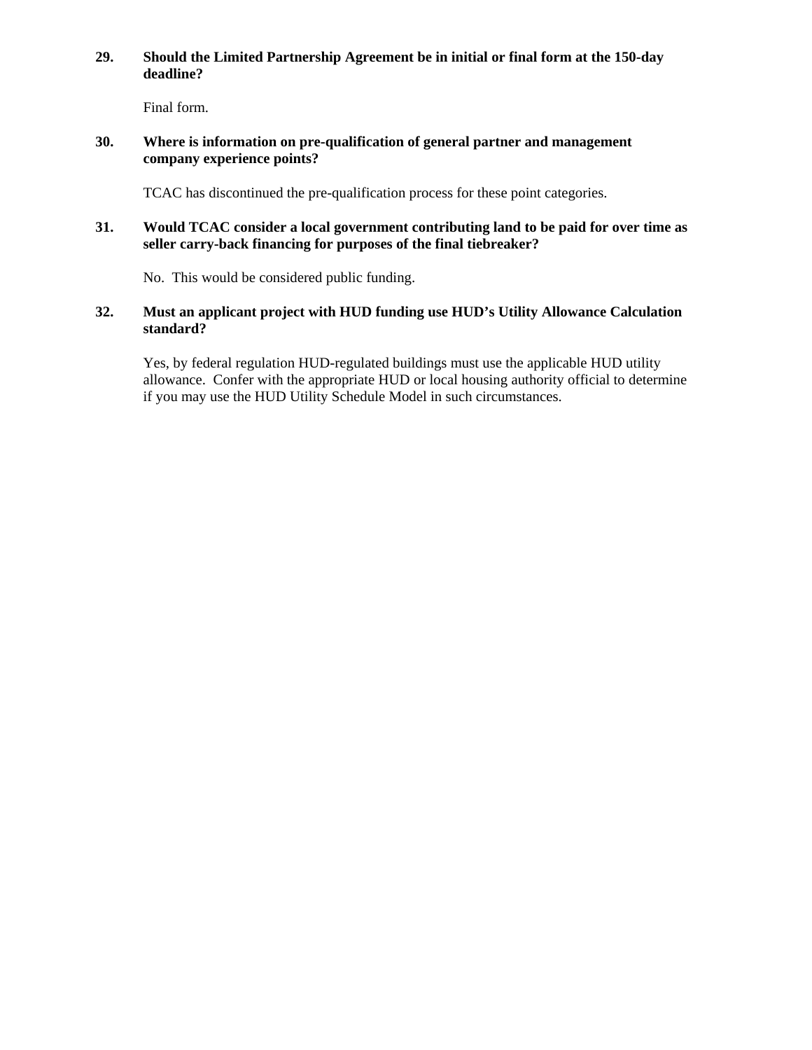**29. Should the Limited Partnership Agreement be in initial or final form at the 150-day deadline?**

Final form.

**30. Where is information on pre-qualification of general partner and management company experience points?**

TCAC has discontinued the pre-qualification process for these point categories.

**31. Would TCAC consider a local government contributing land to be paid for over time as seller carry-back financing for purposes of the final tiebreaker?**

No. This would be considered public funding.

**32. Must an applicant project with HUD funding use HUD's Utility Allowance Calculation standard?**

Yes, by federal regulation HUD-regulated buildings must use the applicable HUD utility allowance. Confer with the appropriate HUD or local housing authority official to determine if you may use the HUD Utility Schedule Model in such circumstances.